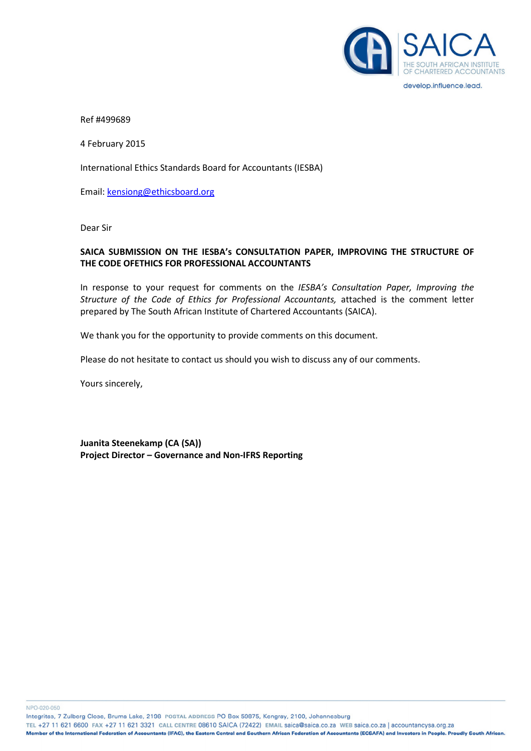Ref #499689

4 February 2015

International Ethics Standards Board for Accountants (IESBA)

Email: kensiong@ethicsboard.org

Dear Sir

**SAICA SUBMISSION ON THE IESBA's CONSULTATION PAPER, IMPROVING THE STRUCTURE OF THE CODE OFETHICS FOR PROFESSIONAL ACCOUNTANTS**

In response to your request for comments on the *IESBA's Consultation Paper, Improving the Structure of the Code of Ethics for Professional Accountants,* attached is the comment letter prepared by The South African Institute of Chartered Accountants (SAICA).

We thank you for the opportunity to provide comments on this document.

Please do not hesitate to contact us should you wish to discuss any of our comments.

Yours sincerely,

**Juanita Steenekamp (CA (SA))**
**Project Director – Governance and Non-IFRS Reporting**

NPO-020-050

Integritas, 7 Zulberg Close, Bruma Lake, 2198 POSTAL ADDRESS PO Box 59875, Kengray, 2100, Johannesburg
TEL +27 11 621 6600 FAX +27 11 621 3321 CALL CENTRE 08610 SAICA (72422) EMAIL saica@saica.co.za WEB saica.co.za | accountancysa.org.za
**Member of the International Federation of Accountants (IFAC), the Eastern Central and Southern African Federation of Accountants (ECSAFA) and Investors in People. Proudly South African.**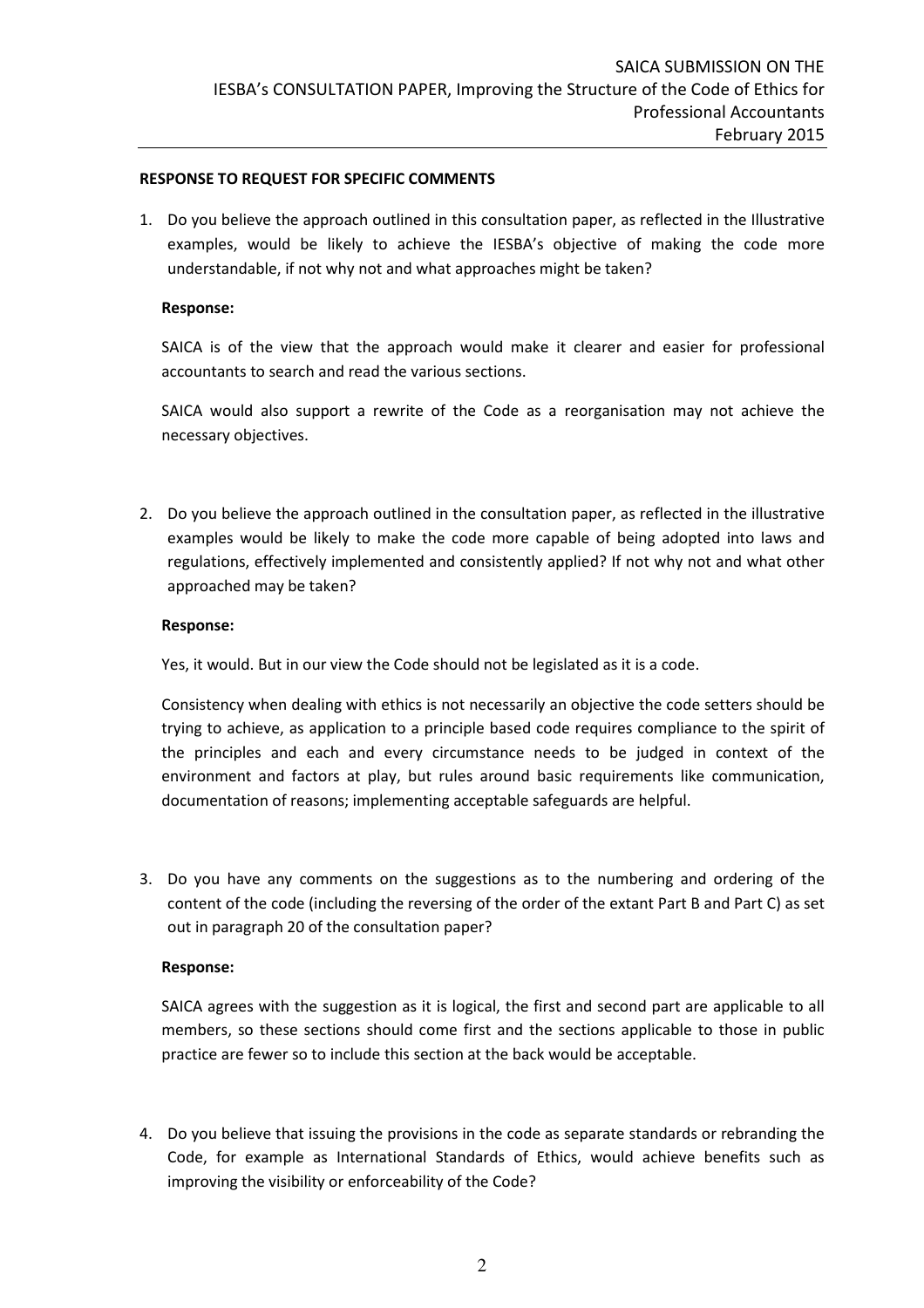**RESPONSE TO REQUEST FOR SPECIFIC COMMENTS**

1. Do you believe the approach outlined in this consultation paper, as reflected in the Illustrative examples, would be likely to achieve the IESBA's objective of making the code more understandable, if not why not and what approaches might be taken?

   **Response:**

   SAICA is of the view that the approach would make it clearer and easier for professional accountants to search and read the various sections.

   SAICA would also support a rewrite of the Code as a reorganisation may not achieve the necessary objectives.

2. Do you believe the approach outlined in the consultation paper, as reflected in the illustrative examples would be likely to make the code more capable of being adopted into laws and regulations, effectively implemented and consistently applied? If not why not and what other approached may be taken?

   **Response:**

   Yes, it would. But in our view the Code should not be legislated as it is a code.

   Consistency when dealing with ethics is not necessarily an objective the code setters should be trying to achieve, as application to a principle based code requires compliance to the spirit of the principles and each and every circumstance needs to be judged in context of the environment and factors at play, but rules around basic requirements like communication, documentation of reasons; implementing acceptable safeguards are helpful.

3. Do you have any comments on the suggestions as to the numbering and ordering of the content of the code (including the reversing of the order of the extant Part B and Part C) as set out in paragraph 20 of the consultation paper?

   **Response:**

   SAICA agrees with the suggestion as it is logical, the first and second part are applicable to all members, so these sections should come first and the sections applicable to those in public practice are fewer so to include this section at the back would be acceptable.

4. Do you believe that issuing the provisions in the code as separate standards or rebranding the Code, for example as International Standards of Ethics, would achieve benefits such as improving the visibility or enforceability of the Code?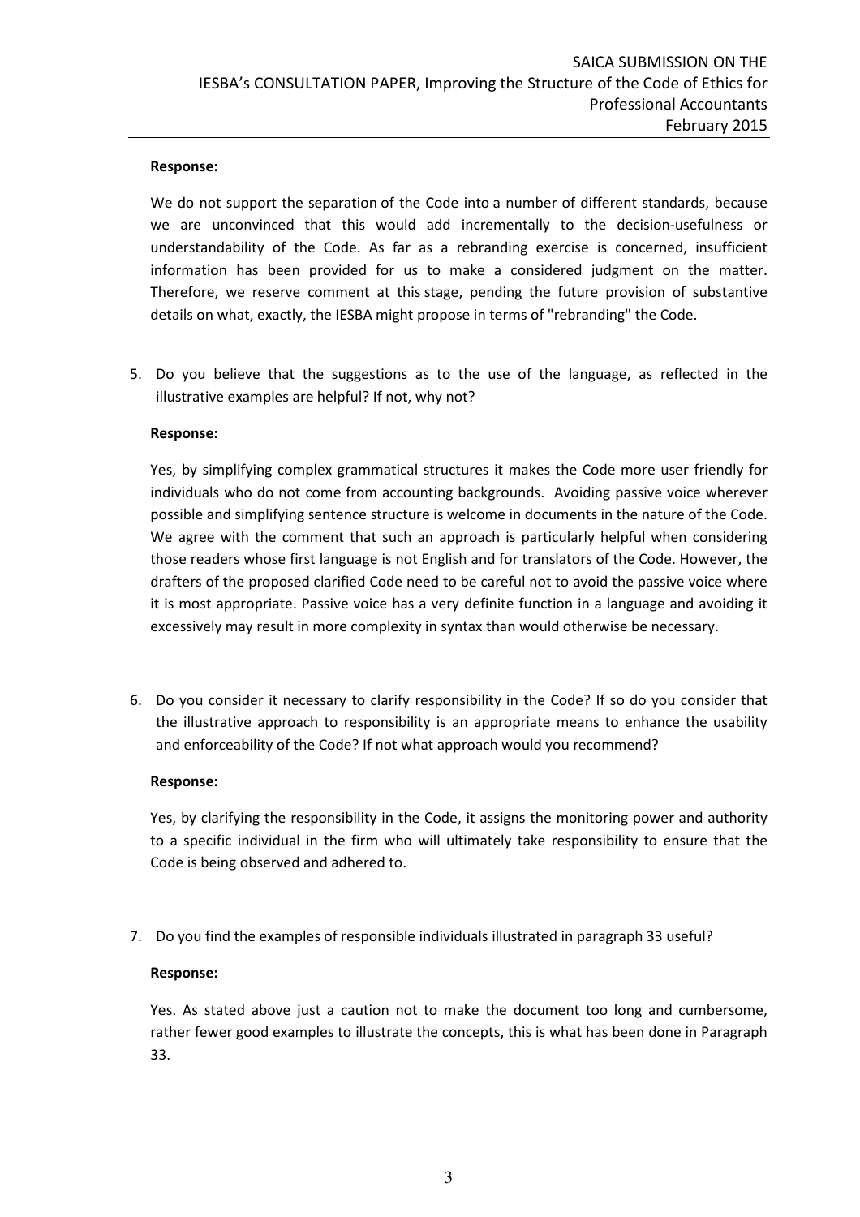**Response:**

We do not support the separation of the Code into a number of different standards, because we are unconvinced that this would add incrementally to the decision-usefulness or understandability of the Code. As far as a rebranding exercise is concerned, insufficient information has been provided for us to make a considered judgment on the matter. Therefore, we reserve comment at this stage, pending the future provision of substantive details on what, exactly, the IESBA might propose in terms of "rebranding" the Code.

5. Do you believe that the suggestions as to the use of the language, as reflected in the illustrative examples are helpful? If not, why not?

**Response:**

Yes, by simplifying complex grammatical structures it makes the Code more user friendly for individuals who do not come from accounting backgrounds. Avoiding passive voice wherever possible and simplifying sentence structure is welcome in documents in the nature of the Code. We agree with the comment that such an approach is particularly helpful when considering those readers whose first language is not English and for translators of the Code. However, the drafters of the proposed clarified Code need to be careful not to avoid the passive voice where it is most appropriate. Passive voice has a very definite function in a language and avoiding it excessively may result in more complexity in syntax than would otherwise be necessary.

6. Do you consider it necessary to clarify responsibility in the Code? If so do you consider that the illustrative approach to responsibility is an appropriate means to enhance the usability and enforceability of the Code? If not what approach would you recommend?

**Response:**

Yes, by clarifying the responsibility in the Code, it assigns the monitoring power and authority to a specific individual in the firm who will ultimately take responsibility to ensure that the Code is being observed and adhered to.

7. Do you find the examples of responsible individuals illustrated in paragraph 33 useful?

**Response:**

Yes. As stated above just a caution not to make the document too long and cumbersome, rather fewer good examples to illustrate the concepts, this is what has been done in Paragraph 33.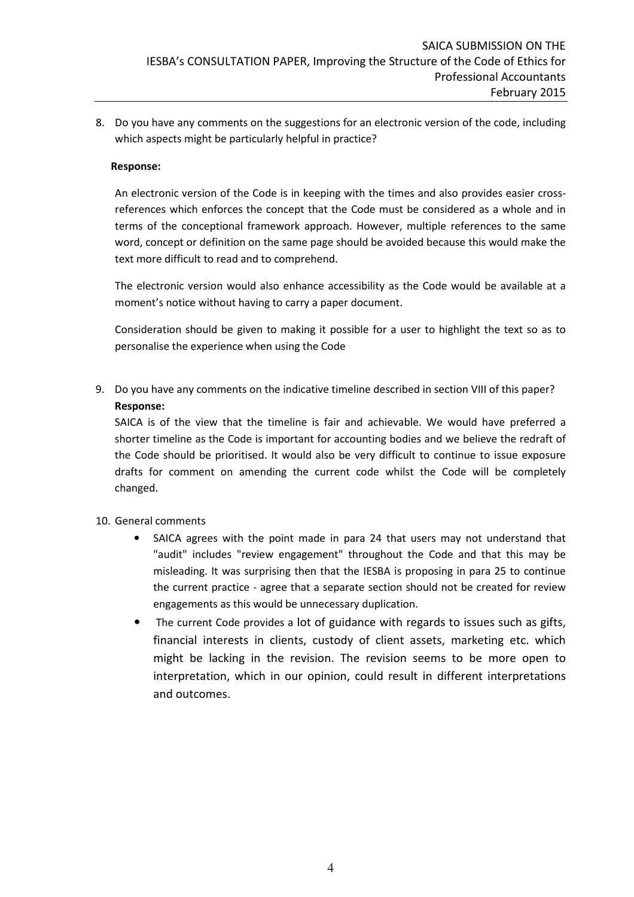8. Do you have any comments on the suggestions for an electronic version of the code, including which aspects might be particularly helpful in practice?

   **Response:**

   An electronic version of the Code is in keeping with the times and also provides easier cross-references which enforces the concept that the Code must be considered as a whole and in terms of the conceptional framework approach. However, multiple references to the same word, concept or definition on the same page should be avoided because this would make the text more difficult to read and to comprehend.

   The electronic version would also enhance accessibility as the Code would be available at a moment's notice without having to carry a paper document.

   Consideration should be given to making it possible for a user to highlight the text so as to personalise the experience when using the Code

9. Do you have any comments on the indicative timeline described in section VIII of this paper?

   **Response:**

   SAICA is of the view that the timeline is fair and achievable. We would have preferred a shorter timeline as the Code is important for accounting bodies and we believe the redraft of the Code should be prioritised. It would also be very difficult to continue to issue exposure drafts for comment on amending the current code whilst the Code will be completely changed.

10. General comments

    - SAICA agrees with the point made in para 24 that users may not understand that "audit" includes "review engagement" throughout the Code and that this may be misleading. It was surprising then that the IESBA is proposing in para 25 to continue the current practice - agree that a separate section should not be created for review engagements as this would be unnecessary duplication.
    - The current Code provides a lot of guidance with regards to issues such as gifts, financial interests in clients, custody of client assets, marketing etc. which might be lacking in the revision. The revision seems to be more open to interpretation, which in our opinion, could result in different interpretations and outcomes.